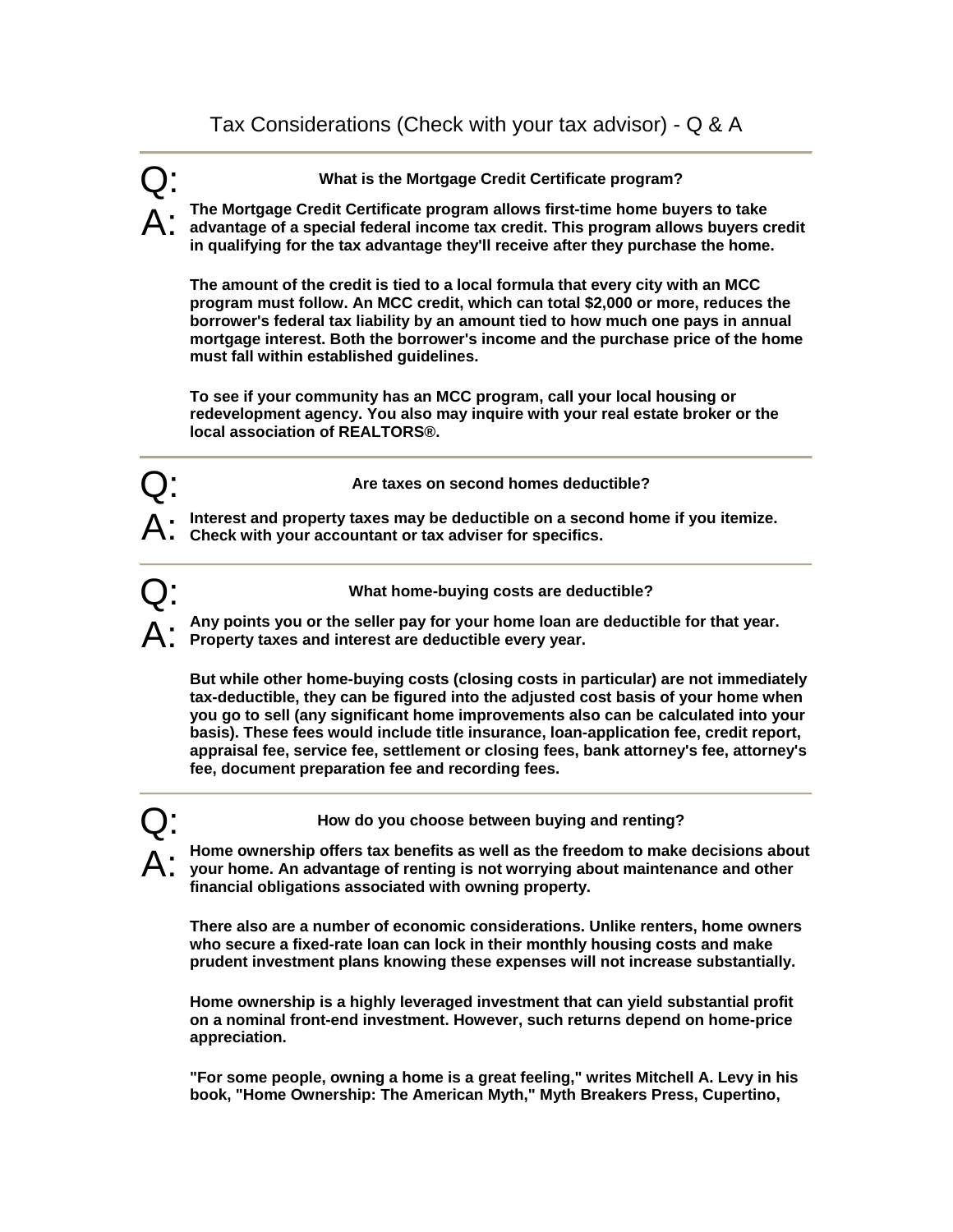# Tax Considerations (Check with your tax advisor) - Q & A

---

**Q: What is the Mortgage Credit Certificate program?**

**A: The Mortgage Credit Certificate program allows first-time home buyers to take advantage of a special federal income tax credit. This program allows buyers credit in qualifying for the tax advantage they'll receive after they purchase the home.**

**The amount of the credit is tied to a local formula that every city with an MCC program must follow. An MCC credit, which can total $2,000 or more, reduces the borrower's federal tax liability by an amount tied to how much one pays in annual mortgage interest. Both the borrower's income and the purchase price of the home must fall within established guidelines.**

**To see if your community has an MCC program, call your local housing or redevelopment agency. You also may inquire with your real estate broker or the local association of REALTORS®.**

---

**Q: Are taxes on second homes deductible?**

**A: Interest and property taxes may be deductible on a second home if you itemize. Check with your accountant or tax adviser for specifics.**

---

**Q: What home-buying costs are deductible?**

**A: Any points you or the seller pay for your home loan are deductible for that year. Property taxes and interest are deductible every year.**

**But while other home-buying costs (closing costs in particular) are not immediately tax-deductible, they can be figured into the adjusted cost basis of your home when you go to sell (any significant home improvements also can be calculated into your basis). These fees would include title insurance, loan-application fee, credit report, appraisal fee, service fee, settlement or closing fees, bank attorney's fee, attorney's fee, document preparation fee and recording fees.**

---

**Q: How do you choose between buying and renting?**

**A: Home ownership offers tax benefits as well as the freedom to make decisions about your home. An advantage of renting is not worrying about maintenance and other financial obligations associated with owning property.**

**There also are a number of economic considerations. Unlike renters, home owners who secure a fixed-rate loan can lock in their monthly housing costs and make prudent investment plans knowing these expenses will not increase substantially.**

**Home ownership is a highly leveraged investment that can yield substantial profit on a nominal front-end investment. However, such returns depend on home-price appreciation.**

**"For some people, owning a home is a great feeling," writes Mitchell A. Levy in his book, "Home Ownership: The American Myth," Myth Breakers Press, Cupertino,**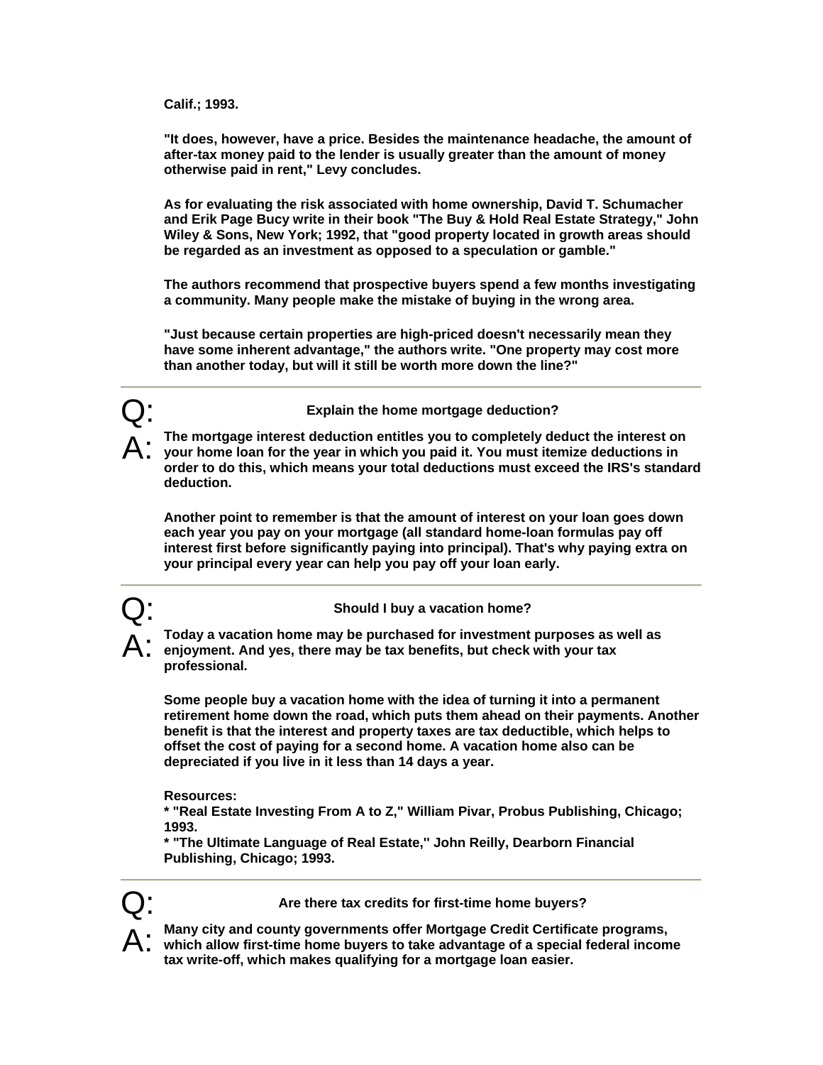**Calif.; 1993.**

**"It does, however, have a price. Besides the maintenance headache, the amount of after-tax money paid to the lender is usually greater than the amount of money otherwise paid in rent," Levy concludes.**

**As for evaluating the risk associated with home ownership, David T. Schumacher and Erik Page Bucy write in their book "The Buy & Hold Real Estate Strategy," John Wiley & Sons, New York; 1992, that "good property located in growth areas should be regarded as an investment as opposed to a speculation or gamble."**

**The authors recommend that prospective buyers spend a few months investigating a community. Many people make the mistake of buying in the wrong area.**

**"Just because certain properties are high-priced doesn't necessarily mean they have some inherent advantage," the authors write. "One property may cost more than another today, but will it still be worth more down the line?"**

---

Q: **Explain the home mortgage deduction?**

A: **The mortgage interest deduction entitles you to completely deduct the interest on your home loan for the year in which you paid it. You must itemize deductions in order to do this, which means your total deductions must exceed the IRS's standard deduction.**

**Another point to remember is that the amount of interest on your loan goes down each year you pay on your mortgage (all standard home-loan formulas pay off interest first before significantly paying into principal). That's why paying extra on your principal every year can help you pay off your loan early.**

---

Q: **Should I buy a vacation home?**

A: **Today a vacation home may be purchased for investment purposes as well as enjoyment. And yes, there may be tax benefits, but check with your tax professional.**

**Some people buy a vacation home with the idea of turning it into a permanent retirement home down the road, which puts them ahead on their payments. Another benefit is that the interest and property taxes are tax deductible, which helps to offset the cost of paying for a second home. A vacation home also can be depreciated if you live in it less than 14 days a year.**

**Resources:**
**\* "Real Estate Investing From A to Z," William Pivar, Probus Publishing, Chicago; 1993.**
**\* "The Ultimate Language of Real Estate," John Reilly, Dearborn Financial Publishing, Chicago; 1993.**

---

Q: **Are there tax credits for first-time home buyers?**

A: **Many city and county governments offer Mortgage Credit Certificate programs, which allow first-time home buyers to take advantage of a special federal income tax write-off, which makes qualifying for a mortgage loan easier.**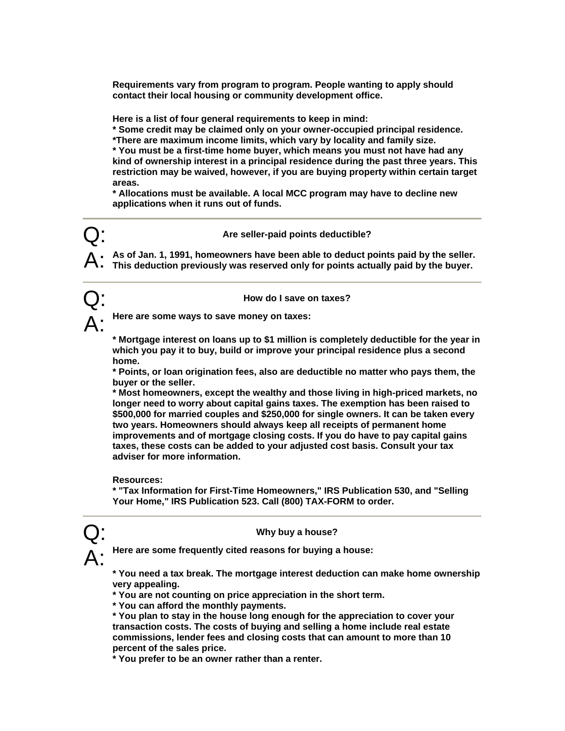**Requirements vary from program to program. People wanting to apply should contact their local housing or community development office.**

**Here is a list of four general requirements to keep in mind:**
**\* Some credit may be claimed only on your owner-occupied principal residence.**
**\*There are maximum income limits, which vary by locality and family size.**
**\* You must be a first-time home buyer, which means you must not have had any kind of ownership interest in a principal residence during the past three years. This restriction may be waived, however, if you are buying property within certain target areas.**
**\* Allocations must be available. A local MCC program may have to decline new applications when it runs out of funds.**

---

Q: **Are seller-paid points deductible?**

A: **As of Jan. 1, 1991, homeowners have been able to deduct points paid by the seller. This deduction previously was reserved only for points actually paid by the buyer.**

---

Q: **How do I save on taxes?**

A: **Here are some ways to save money on taxes:**

**\* Mortgage interest on loans up to $1 million is completely deductible for the year in which you pay it to buy, build or improve your principal residence plus a second home.**
**\* Points, or loan origination fees, also are deductible no matter who pays them, the buyer or the seller.**
**\* Most homeowners, except the wealthy and those living in high-priced markets, no longer need to worry about capital gains taxes. The exemption has been raised to $500,000 for married couples and $250,000 for single owners. It can be taken every two years. Homeowners should always keep all receipts of permanent home improvements and of mortgage closing costs. If you do have to pay capital gains taxes, these costs can be added to your adjusted cost basis. Consult your tax adviser for more information.**

**Resources:**
**\* "Tax Information for First-Time Homeowners," IRS Publication 530, and "Selling Your Home," IRS Publication 523. Call (800) TAX-FORM to order.**

---

Q: **Why buy a house?**

A: **Here are some frequently cited reasons for buying a house:**

**\* You need a tax break. The mortgage interest deduction can make home ownership very appealing.**
**\* You are not counting on price appreciation in the short term.**
**\* You can afford the monthly payments.**
**\* You plan to stay in the house long enough for the appreciation to cover your transaction costs. The costs of buying and selling a home include real estate commissions, lender fees and closing costs that can amount to more than 10 percent of the sales price.**
**\* You prefer to be an owner rather than a renter.**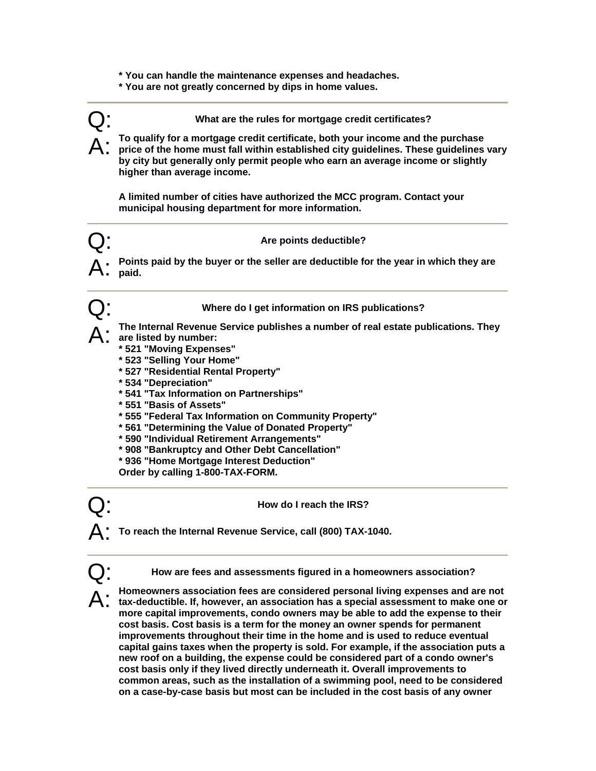* You can handle the maintenance expenses and headaches.
* You are not greatly concerned by dips in home values.

---

**Q: What are the rules for mortgage credit certificates?**

**A:** To qualify for a mortgage credit certificate, both your income and the purchase price of the home must fall within established city guidelines. These guidelines vary by city but generally only permit people who earn an average income or slightly higher than average income.

A limited number of cities have authorized the MCC program. Contact your municipal housing department for more information.

---

**Q: Are points deductible?**

**A:** Points paid by the buyer or the seller are deductible for the year in which they are paid.

---

**Q: Where do I get information on IRS publications?**

**A:** The Internal Revenue Service publishes a number of real estate publications. They are listed by number:

* 521 "Moving Expenses"
* 523 "Selling Your Home"
* 527 "Residential Rental Property"
* 534 "Depreciation"
* 541 "Tax Information on Partnerships"
* 551 "Basis of Assets"
* 555 "Federal Tax Information on Community Property"
* 561 "Determining the Value of Donated Property"
* 590 "Individual Retirement Arrangements"
* 908 "Bankruptcy and Other Debt Cancellation"
* 936 "Home Mortgage Interest Deduction"

Order by calling 1-800-TAX-FORM.

---

**Q: How do I reach the IRS?**

**A:** To reach the Internal Revenue Service, call (800) TAX-1040.

---

**Q: How are fees and assessments figured in a homeowners association?**

**A:** Homeowners association fees are considered personal living expenses and are not tax-deductible. If, however, an association has a special assessment to make one or more capital improvements, condo owners may be able to add the expense to their cost basis. Cost basis is a term for the money an owner spends for permanent improvements throughout their time in the home and is used to reduce eventual capital gains taxes when the property is sold. For example, if the association puts a new roof on a building, the expense could be considered part of a condo owner's cost basis only if they lived directly underneath it. Overall improvements to common areas, such as the installation of a swimming pool, need to be considered on a case-by-case basis but most can be included in the cost basis of any owner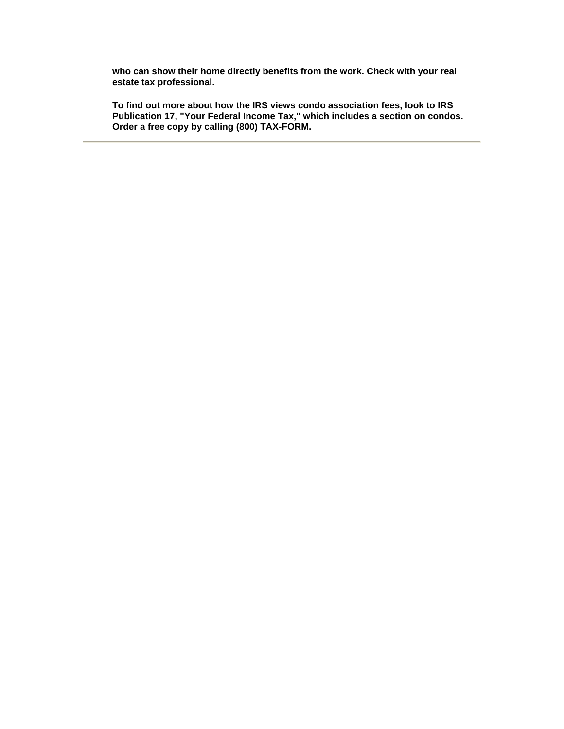**who can show their home directly benefits from the work. Check with your real estate tax professional.**

**To find out more about how the IRS views condo association fees, look to IRS Publication 17, "Your Federal Income Tax," which includes a section on condos. Order a free copy by calling (800) TAX-FORM.**

---